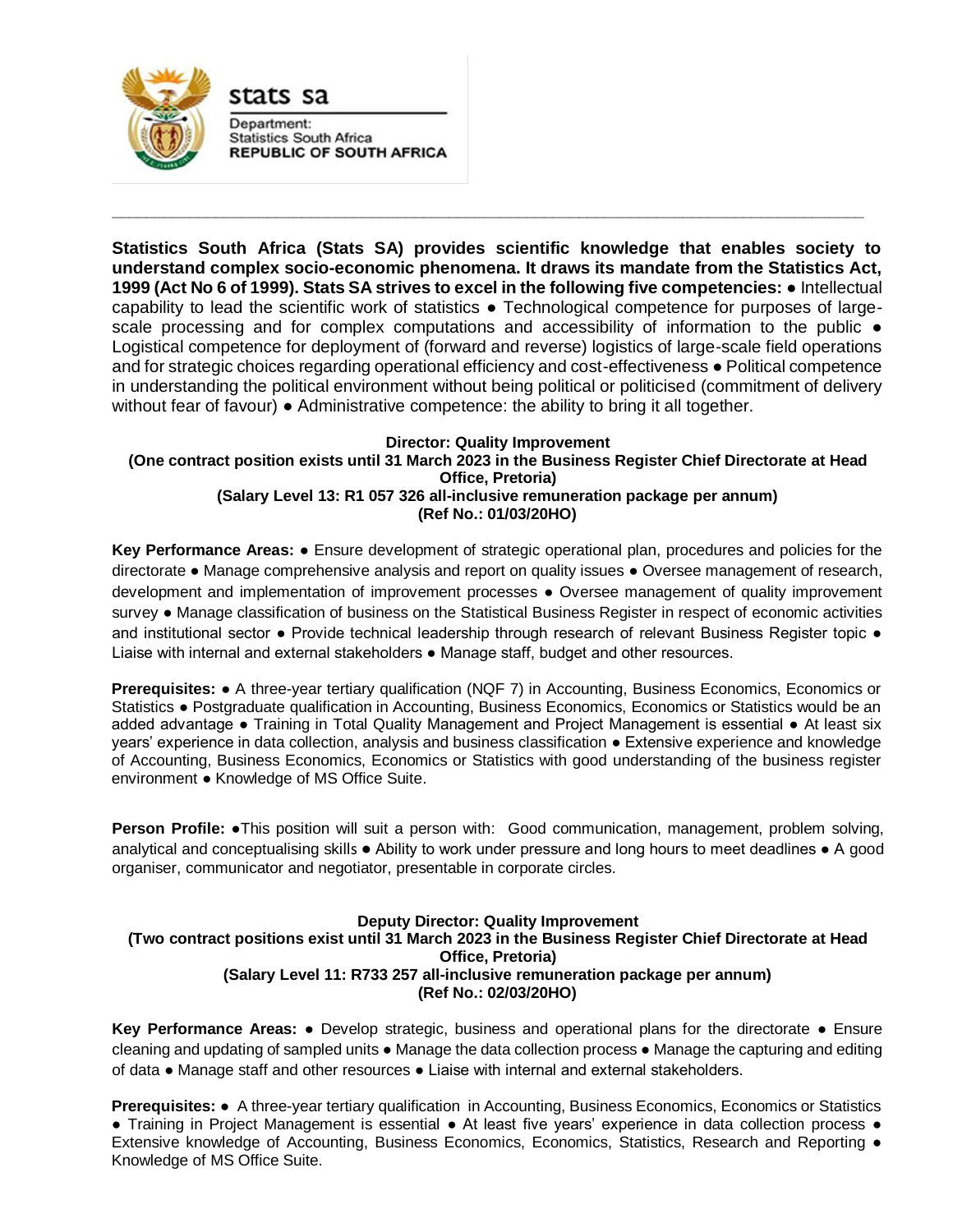stats sa

Department:
Statistics South Africa
**REPUBLIC OF SOUTH AFRICA**

---

**Statistics South Africa (Stats SA) provides scientific knowledge that enables society to understand complex socio-economic phenomena. It draws its mandate from the Statistics Act, 1999 (Act No 6 of 1999). Stats SA strives to excel in the following five competencies:** ● Intellectual capability to lead the scientific work of statistics ● Technological competence for purposes of large-scale processing and for complex computations and accessibility of information to the public ● Logistical competence for deployment of (forward and reverse) logistics of large-scale field operations and for strategic choices regarding operational efficiency and cost-effectiveness ● Political competence in understanding the political environment without being political or politicised (commitment of delivery without fear of favour) ● Administrative competence: the ability to bring it all together.

**Director: Quality Improvement**
**(One contract position exists until 31 March 2023 in the Business Register Chief Directorate at Head Office, Pretoria)**
**(Salary Level 13: R1 057 326 all-inclusive remuneration package per annum)**
**(Ref No.: 01/03/20HO)**

**Key Performance Areas:** ● Ensure development of strategic operational plan, procedures and policies for the directorate ● Manage comprehensive analysis and report on quality issues ● Oversee management of research, development and implementation of improvement processes ● Oversee management of quality improvement survey ● Manage classification of business on the Statistical Business Register in respect of economic activities and institutional sector ● Provide technical leadership through research of relevant Business Register topic ● Liaise with internal and external stakeholders ● Manage staff, budget and other resources.

**Prerequisites:** ● A three-year tertiary qualification (NQF 7) in Accounting, Business Economics, Economics or Statistics ● Postgraduate qualification in Accounting, Business Economics, Economics or Statistics would be an added advantage ● Training in Total Quality Management and Project Management is essential ● At least six years' experience in data collection, analysis and business classification ● Extensive experience and knowledge of Accounting, Business Economics, Economics or Statistics with good understanding of the business register environment ● Knowledge of MS Office Suite.

**Person Profile:** ●This position will suit a person with: Good communication, management, problem solving, analytical and conceptualising skills ● Ability to work under pressure and long hours to meet deadlines ● A good organiser, communicator and negotiator, presentable in corporate circles.

**Deputy Director: Quality Improvement**
**(Two contract positions exist until 31 March 2023 in the Business Register Chief Directorate at Head Office, Pretoria)**
**(Salary Level 11: R733 257 all-inclusive remuneration package per annum)**
**(Ref No.: 02/03/20HO)**

**Key Performance Areas:** ● Develop strategic, business and operational plans for the directorate ● Ensure cleaning and updating of sampled units ● Manage the data collection process ● Manage the capturing and editing of data ● Manage staff and other resources ● Liaise with internal and external stakeholders.

**Prerequisites:** ● A three-year tertiary qualification in Accounting, Business Economics, Economics or Statistics ● Training in Project Management is essential ● At least five years' experience in data collection process ● Extensive knowledge of Accounting, Business Economics, Economics, Statistics, Research and Reporting ● Knowledge of MS Office Suite.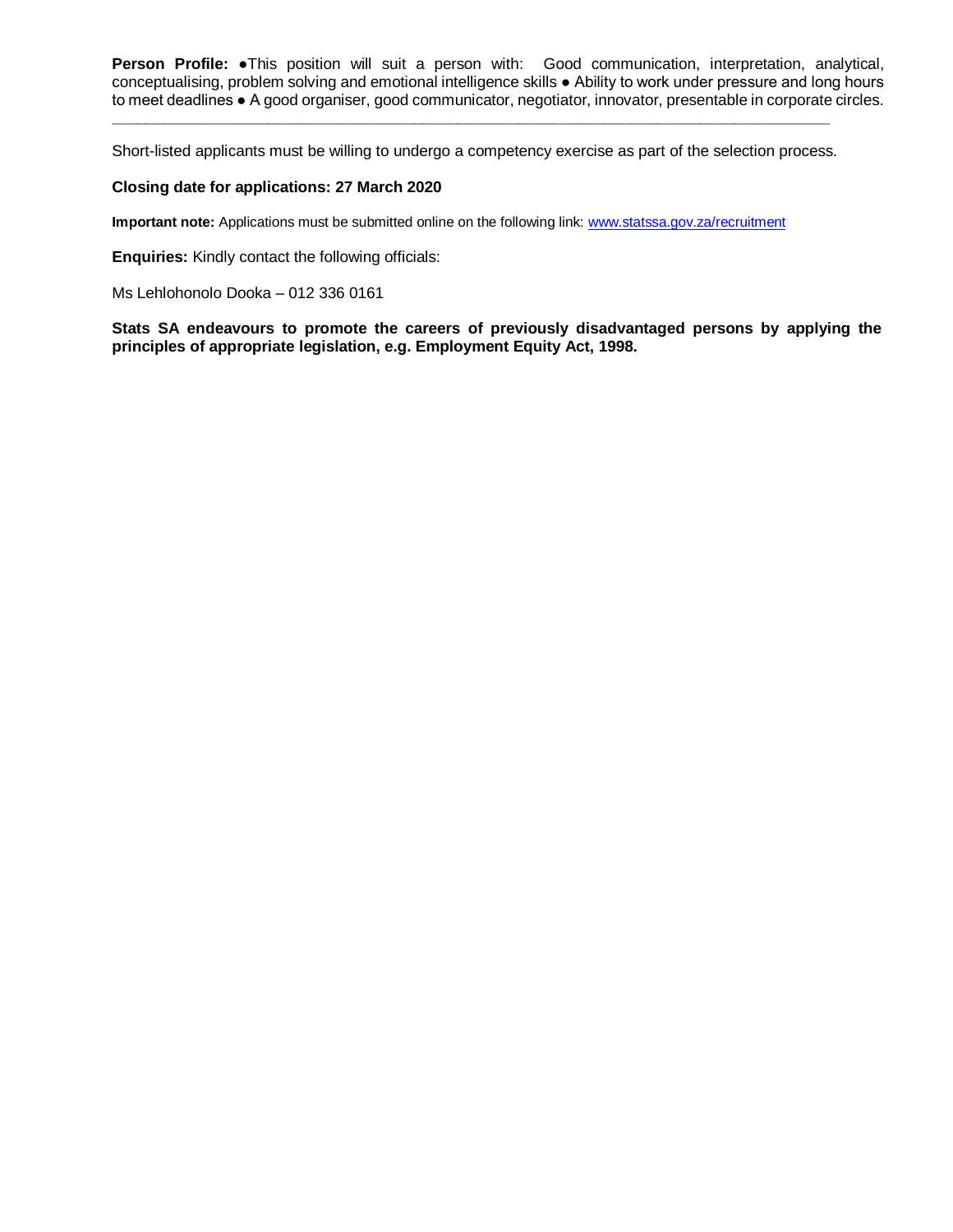**Person Profile:** ●This position will suit a person with: Good communication, interpretation, analytical, conceptualising, problem solving and emotional intelligence skills ● Ability to work under pressure and long hours to meet deadlines ● A good organiser, good communicator, negotiator, innovator, presentable in corporate circles.

---

Short-listed applicants must be willing to undergo a competency exercise as part of the selection process.

**Closing date for applications: 27 March 2020**

**Important note:** Applications must be submitted online on the following link: [www.statssa.gov.za/recruitment](www.statssa.gov.za/recruitment)

**Enquiries:** Kindly contact the following officials:

Ms Lehlohonolo Dooka – 012 336 0161

**Stats SA endeavours to promote the careers of previously disadvantaged persons by applying the principles of appropriate legislation, e.g. Employment Equity Act, 1998.**